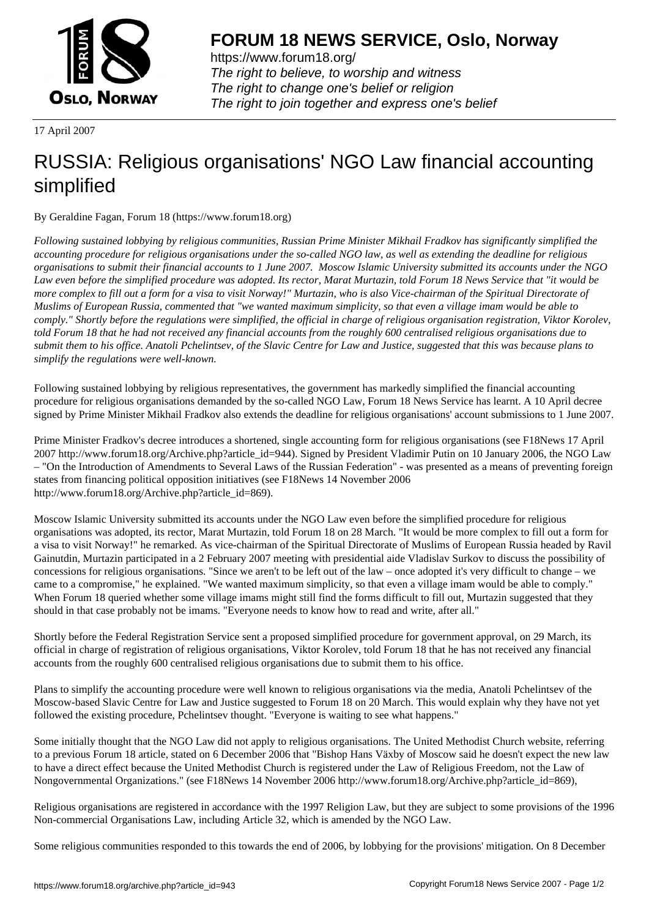# FORUM 18 NEWS SERVICE, Oslo, Norway

https://www.forum18.org/
*The right to believe, to worship and witness*
*The right to change one's belief or religion*
*The right to join together and express one's belief*

17 April 2007

# RUSSIA: Religious organisations' NGO Law financial accounting simplified

By Geraldine Fagan, Forum 18 (https://www.forum18.org)

*Following sustained lobbying by religious communities, Russian Prime Minister Mikhail Fradkov has significantly simplified the accounting procedure for religious organisations under the so-called NGO law, as well as extending the deadline for religious organisations to submit their financial accounts to 1 June 2007. Moscow Islamic University submitted its accounts under the NGO Law even before the simplified procedure was adopted. Its rector, Marat Murtazin, told Forum 18 News Service that "it would be more complex to fill out a form for a visa to visit Norway!" Murtazin, who is also Vice-chairman of the Spiritual Directorate of Muslims of European Russia, commented that "we wanted maximum simplicity, so that even a village imam would be able to comply." Shortly before the regulations were simplified, the official in charge of religious organisation registration, Viktor Korolev, told Forum 18 that he had not received any financial accounts from the roughly 600 centralised religious organisations due to submit them to his office. Anatoli Pchelintsev, of the Slavic Centre for Law and Justice, suggested that this was because plans to simplify the regulations were well-known.*

Following sustained lobbying by religious representatives, the government has markedly simplified the financial accounting procedure for religious organisations demanded by the so-called NGO Law, Forum 18 News Service has learnt. A 10 April decree signed by Prime Minister Mikhail Fradkov also extends the deadline for religious organisations' account submissions to 1 June 2007.

Prime Minister Fradkov's decree introduces a shortened, single accounting form for religious organisations (see F18News 17 April 2007 http://www.forum18.org/Archive.php?article_id=944). Signed by President Vladimir Putin on 10 January 2006, the NGO Law – "On the Introduction of Amendments to Several Laws of the Russian Federation" - was presented as a means of preventing foreign states from financing political opposition initiatives (see F18News 14 November 2006 http://www.forum18.org/Archive.php?article_id=869).

Moscow Islamic University submitted its accounts under the NGO Law even before the simplified procedure for religious organisations was adopted, its rector, Marat Murtazin, told Forum 18 on 28 March. "It would be more complex to fill out a form for a visa to visit Norway!" he remarked. As vice-chairman of the Spiritual Directorate of Muslims of European Russia headed by Ravil Gainutdin, Murtazin participated in a 2 February 2007 meeting with presidential aide Vladislav Surkov to discuss the possibility of concessions for religious organisations. "Since we aren't to be left out of the law – once adopted it's very difficult to change – we came to a compromise," he explained. "We wanted maximum simplicity, so that even a village imam would be able to comply." When Forum 18 queried whether some village imams might still find the forms difficult to fill out, Murtazin suggested that they should in that case probably not be imams. "Everyone needs to know how to read and write, after all."

Shortly before the Federal Registration Service sent a proposed simplified procedure for government approval, on 29 March, its official in charge of registration of religious organisations, Viktor Korolev, told Forum 18 that he has not received any financial accounts from the roughly 600 centralised religious organisations due to submit them to his office.

Plans to simplify the accounting procedure were well known to religious organisations via the media, Anatoli Pchelintsev of the Moscow-based Slavic Centre for Law and Justice suggested to Forum 18 on 20 March. This would explain why they have not yet followed the existing procedure, Pchelintsev thought. "Everyone is waiting to see what happens."

Some initially thought that the NGO Law did not apply to religious organisations. The United Methodist Church website, referring to a previous Forum 18 article, stated on 6 December 2006 that "Bishop Hans Växby of Moscow said he doesn't expect the new law to have a direct effect because the United Methodist Church is registered under the Law of Religious Freedom, not the Law of Nongovernmental Organizations." (see F18News 14 November 2006 http://www.forum18.org/Archive.php?article_id=869),

Religious organisations are registered in accordance with the 1997 Religion Law, but they are subject to some provisions of the 1996 Non-commercial Organisations Law, including Article 32, which is amended by the NGO Law.

Some religious communities responded to this towards the end of 2006, by lobbying for the provisions' mitigation. On 8 December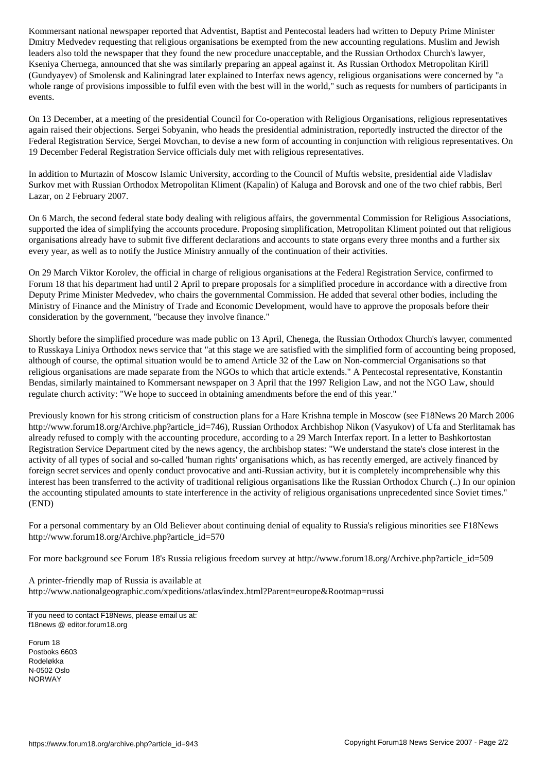Kommersant national newspaper reported that Adventist, Baptist and Pentecostal leaders had written to Deputy Prime Minister Dmitry Medvedev requesting that religious organisations be exempted from the new accounting regulations. Muslim and Jewish leaders also told the newspaper that they found the new procedure unacceptable, and the Russian Orthodox Church's lawyer, Kseniya Chernega, announced that she was similarly preparing an appeal against it. As Russian Orthodox Metropolitan Kirill (Gundyayev) of Smolensk and Kaliningrad later explained to Interfax news agency, religious organisations were concerned by "a whole range of provisions impossible to fulfil even with the best will in the world," such as requests for numbers of participants in events.

On 13 December, at a meeting of the presidential Council for Co-operation with Religious Organisations, religious representatives again raised their objections. Sergei Sobyanin, who heads the presidential administration, reportedly instructed the director of the Federal Registration Service, Sergei Movchan, to devise a new form of accounting in conjunction with religious representatives. On 19 December Federal Registration Service officials duly met with religious representatives.

In addition to Murtazin of Moscow Islamic University, according to the Council of Muftis website, presidential aide Vladislav Surkov met with Russian Orthodox Metropolitan Kliment (Kapalin) of Kaluga and Borovsk and one of the two chief rabbis, Berl Lazar, on 2 February 2007.

On 6 March, the second federal state body dealing with religious affairs, the governmental Commission for Religious Associations, supported the idea of simplifying the accounts procedure. Proposing simplification, Metropolitan Kliment pointed out that religious organisations already have to submit five different declarations and accounts to state organs every three months and a further six every year, as well as to notify the Justice Ministry annually of the continuation of their activities.

On 29 March Viktor Korolev, the official in charge of religious organisations at the Federal Registration Service, confirmed to Forum 18 that his department had until 2 April to prepare proposals for a simplified procedure in accordance with a directive from Deputy Prime Minister Medvedev, who chairs the governmental Commission. He added that several other bodies, including the Ministry of Finance and the Ministry of Trade and Economic Development, would have to approve the proposals before their consideration by the government, "because they involve finance."

Shortly before the simplified procedure was made public on 13 April, Chenega, the Russian Orthodox Church's lawyer, commented to Russkaya Liniya Orthodox news service that "at this stage we are satisfied with the simplified form of accounting being proposed, although of course, the optimal situation would be to amend Article 32 of the Law on Non-commercial Organisations so that religious organisations are made separate from the NGOs to which that article extends." A Pentecostal representative, Konstantin Bendas, similarly maintained to Kommersant newspaper on 3 April that the 1997 Religion Law, and not the NGO Law, should regulate church activity: "We hope to succeed in obtaining amendments before the end of this year."

Previously known for his strong criticism of construction plans for a Hare Krishna temple in Moscow (see F18News 20 March 2006 http://www.forum18.org/Archive.php?article_id=746), Russian Orthodox Archbishop Nikon (Vasyukov) of Ufa and Sterlitamak has already refused to comply with the accounting procedure, according to a 29 March Interfax report. In a letter to Bashkortostan Registration Service Department cited by the news agency, the archbishop states: "We understand the state's close interest in the activity of all types of social and so-called 'human rights' organisations which, as has recently emerged, are actively financed by foreign secret services and openly conduct provocative and anti-Russian activity, but it is completely incomprehensible why this interest has been transferred to the activity of traditional religious organisations like the Russian Orthodox Church (..) In our opinion the accounting stipulated amounts to state interference in the activity of religious organisations unprecedented since Soviet times." (END)

For a personal commentary by an Old Believer about continuing denial of equality to Russia's religious minorities see F18News http://www.forum18.org/Archive.php?article_id=570

For more background see Forum 18's Russia religious freedom survey at http://www.forum18.org/Archive.php?article_id=509

A printer-friendly map of Russia is available at
http://www.nationalgeographic.com/xpeditions/atlas/index.html?Parent=europe&Rootmap=russi

If you need to contact F18News, please email us at:
f18news @ editor.forum18.org

Forum 18
Postboks 6603
Rodeløkka
N-0502 Oslo
NORWAY